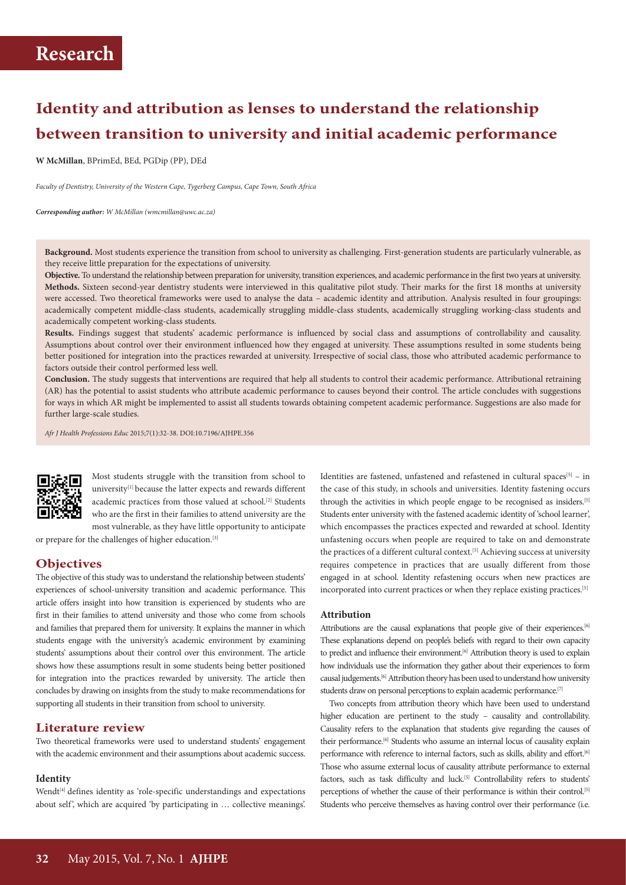# Research

## Identity and attribution as lenses to understand the relationship between transition to university and initial academic performance

**W McMillan**, BPrimEd, BEd, PGDip (PP), DEd

*Faculty of Dentistry, University of the Western Cape, Tygerberg Campus, Cape Town, South Africa*

***Corresponding author:*** *W McMillan (wmcmillan@uwc.ac.za)*

**Background.** Most students experience the transition from school to university as challenging. First-generation students are particularly vulnerable, as they receive little preparation for the expectations of university.

**Objective.** To understand the relationship between preparation for university, transition experiences, and academic performance in the first two years at university.

**Methods.** Sixteen second-year dentistry students were interviewed in this qualitative pilot study. Their marks for the first 18 months at university were accessed. Two theoretical frameworks were used to analyse the data – academic identity and attribution. Analysis resulted in four groupings: academically competent middle-class students, academically struggling middle-class students, academically struggling working-class students and academically competent working-class students.

**Results.** Findings suggest that students' academic performance is influenced by social class and assumptions of controllability and causality. Assumptions about control over their environment influenced how they engaged at university. These assumptions resulted in some students being better positioned for integration into the practices rewarded at university. Irrespective of social class, those who attributed academic performance to factors outside their control performed less well.

**Conclusion.** The study suggests that interventions are required that help all students to control their academic performance. Attributional retraining (AR) has the potential to assist students who attribute academic performance to causes beyond their control. The article concludes with suggestions for ways in which AR might be implemented to assist all students towards obtaining competent academic performance. Suggestions are also made for further large-scale studies.

*Afr J Health Professions Educ* 2015;7(1):32-38. DOI:10.7196/AJHPE.356

Most students struggle with the transition from school to university[1] because the latter expects and rewards different academic practices from those valued at school.[2] Students who are the first in their families to attend university are the most vulnerable, as they have little opportunity to anticipate or prepare for the challenges of higher education.[3]

## Objectives

The objective of this study was to understand the relationship between students' experiences of school-university transition and academic performance. This article offers insight into how transition is experienced by students who are first in their families to attend university and those who come from schools and families that prepared them for university. It explains the manner in which students engage with the university's academic environment by examining students' assumptions about their control over this environment. The article shows how these assumptions result in some students being better positioned for integration into the practices rewarded by university. The article then concludes by drawing on insights from the study to make recommendations for supporting all students in their transition from school to university.

## Literature review

Two theoretical frameworks were used to understand students' engagement with the academic environment and their assumptions about academic success.

### Identity

Wendt[4] defines identity as 'role-specific understandings and expectations about self', which are acquired 'by participating in … collective meanings'. Identities are fastened, unfastened and refastened in cultural spaces[5] – in the case of this study, in schools and universities. Identity fastening occurs through the activities in which people engage to be recognised as insiders.[5] Students enter university with the fastened academic identity of 'school learner', which encompasses the practices expected and rewarded at school. Identity unfastening occurs when people are required to take on and demonstrate the practices of a different cultural context.[5] Achieving success at university requires competence in practices that are usually different from those engaged in at school. Identity refastening occurs when new practices are incorporated into current practices or when they replace existing practices.[5]

### Attribution

Attributions are the causal explanations that people give of their experiences.[6] These explanations depend on people's beliefs with regard to their own capacity to predict and influence their environment.[6] Attribution theory is used to explain how individuals use the information they gather about their experiences to form causal judgements.[6] Attribution theory has been used to understand how university students draw on personal perceptions to explain academic performance.[7]

Two concepts from attribution theory which have been used to understand higher education are pertinent to the study – causality and controllability. Causality refers to the explanation that students give regarding the causes of their performance.[6] Students who assume an internal locus of causality explain performance with reference to internal factors, such as skills, ability and effort.[6] Those who assume external locus of causality attribute performance to external factors, such as task difficulty and luck.[5] Controllability refers to students' perceptions of whether the cause of their performance is within their control.[5] Students who perceive themselves as having control over their performance (i.e.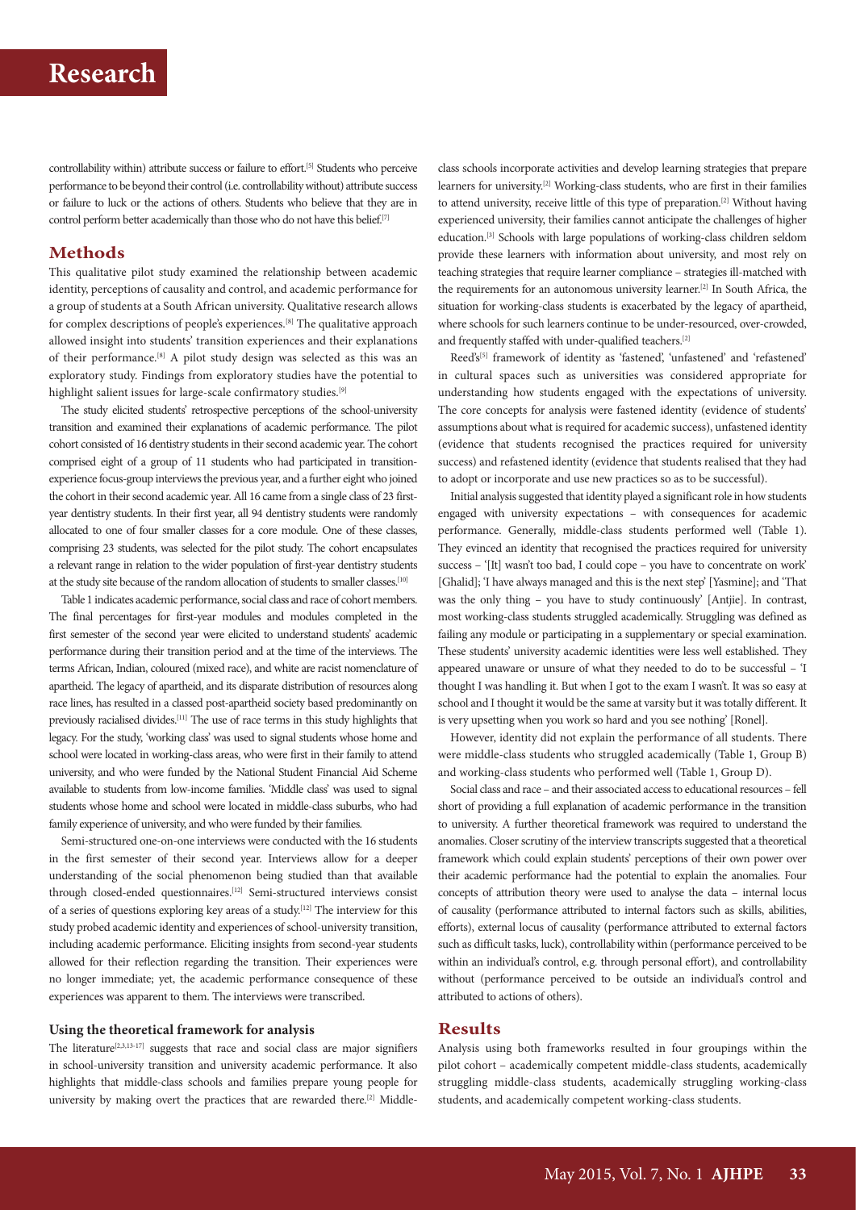controllability within) attribute success or failure to effort.[5] Students who perceive performance to be beyond their control (i.e. controllability without) attribute success or failure to luck or the actions of others. Students who believe that they are in control perform better academically than those who do not have this belief.[7]

## Methods

This qualitative pilot study examined the relationship between academic identity, perceptions of causality and control, and academic performance for a group of students at a South African university. Qualitative research allows for complex descriptions of people's experiences.[8] The qualitative approach allowed insight into students' transition experiences and their explanations of their performance.[8] A pilot study design was selected as this was an exploratory study. Findings from exploratory studies have the potential to highlight salient issues for large-scale confirmatory studies.[9]

The study elicited students' retrospective perceptions of the school-university transition and examined their explanations of academic performance. The pilot cohort consisted of 16 dentistry students in their second academic year. The cohort comprised eight of a group of 11 students who had participated in transition-experience focus-group interviews the previous year, and a further eight who joined the cohort in their second academic year. All 16 came from a single class of 23 first-year dentistry students. In their first year, all 94 dentistry students were randomly allocated to one of four smaller classes for a core module. One of these classes, comprising 23 students, was selected for the pilot study. The cohort encapsulates a relevant range in relation to the wider population of first-year dentistry students at the study site because of the random allocation of students to smaller classes.[10]

Table 1 indicates academic performance, social class and race of cohort members. The final percentages for first-year modules and modules completed in the first semester of the second year were elicited to understand students' academic performance during their transition period and at the time of the interviews. The terms African, Indian, coloured (mixed race), and white are racist nomenclature of apartheid. The legacy of apartheid, and its disparate distribution of resources along race lines, has resulted in a classed post-apartheid society based predominantly on previously racialised divides.[11] The use of race terms in this study highlights that legacy. For the study, 'working class' was used to signal students whose home and school were located in working-class areas, who were first in their family to attend university, and who were funded by the National Student Financial Aid Scheme available to students from low-income families. 'Middle class' was used to signal students whose home and school were located in middle-class suburbs, who had family experience of university, and who were funded by their families.

Semi-structured one-on-one interviews were conducted with the 16 students in the first semester of their second year. Interviews allow for a deeper understanding of the social phenomenon being studied than that available through closed-ended questionnaires.[12] Semi-structured interviews consist of a series of questions exploring key areas of a study.[12] The interview for this study probed academic identity and experiences of school-university transition, including academic performance. Eliciting insights from second-year students allowed for their reflection regarding the transition. Their experiences were no longer immediate; yet, the academic performance consequence of these experiences was apparent to them. The interviews were transcribed.

### Using the theoretical framework for analysis

The literature[2,3,13-17] suggests that race and social class are major signifiers in school-university transition and university academic performance. It also highlights that middle-class schools and families prepare young people for university by making overt the practices that are rewarded there.[2] Middle-class schools incorporate activities and develop learning strategies that prepare learners for university.[2] Working-class students, who are first in their families to attend university, receive little of this type of preparation.[2] Without having experienced university, their families cannot anticipate the challenges of higher education.[3] Schools with large populations of working-class children seldom provide these learners with information about university, and most rely on teaching strategies that require learner compliance – strategies ill-matched with the requirements for an autonomous university learner.[2] In South Africa, the situation for working-class students is exacerbated by the legacy of apartheid, where schools for such learners continue to be under-resourced, over-crowded, and frequently staffed with under-qualified teachers.[2]

Reed's[5] framework of identity as 'fastened', 'unfastened' and 'refastened' in cultural spaces such as universities was considered appropriate for understanding how students engaged with the expectations of university. The core concepts for analysis were fastened identity (evidence of students' assumptions about what is required for academic success), unfastened identity (evidence that students recognised the practices required for university success) and refastened identity (evidence that students realised that they had to adopt or incorporate and use new practices so as to be successful).

Initial analysis suggested that identity played a significant role in how students engaged with university expectations – with consequences for academic performance. Generally, middle-class students performed well (Table 1). They evinced an identity that recognised the practices required for university success – '[It] wasn't too bad, I could cope – you have to concentrate on work' [Ghalid]; 'I have always managed and this is the next step' [Yasmine]; and 'That was the only thing – you have to study continuously' [Antjie]. In contrast, most working-class students struggled academically. Struggling was defined as failing any module or participating in a supplementary or special examination. These students' university academic identities were less well established. They appeared unaware or unsure of what they needed to do to be successful – 'I thought I was handling it. But when I got to the exam I wasn't. It was so easy at school and I thought it would be the same at varsity but it was totally different. It is very upsetting when you work so hard and you see nothing' [Ronel].

However, identity did not explain the performance of all students. There were middle-class students who struggled academically (Table 1, Group B) and working-class students who performed well (Table 1, Group D).

Social class and race – and their associated access to educational resources – fell short of providing a full explanation of academic performance in the transition to university. A further theoretical framework was required to understand the anomalies. Closer scrutiny of the interview transcripts suggested that a theoretical framework which could explain students' perceptions of their own power over their academic performance had the potential to explain the anomalies. Four concepts of attribution theory were used to analyse the data – internal locus of causality (performance attributed to internal factors such as skills, abilities, efforts), external locus of causality (performance attributed to external factors such as difficult tasks, luck), controllability within (performance perceived to be within an individual's control, e.g. through personal effort), and controllability without (performance perceived to be outside an individual's control and attributed to actions of others).

## Results

Analysis using both frameworks resulted in four groupings within the pilot cohort – academically competent middle-class students, academically struggling middle-class students, academically struggling working-class students, and academically competent working-class students.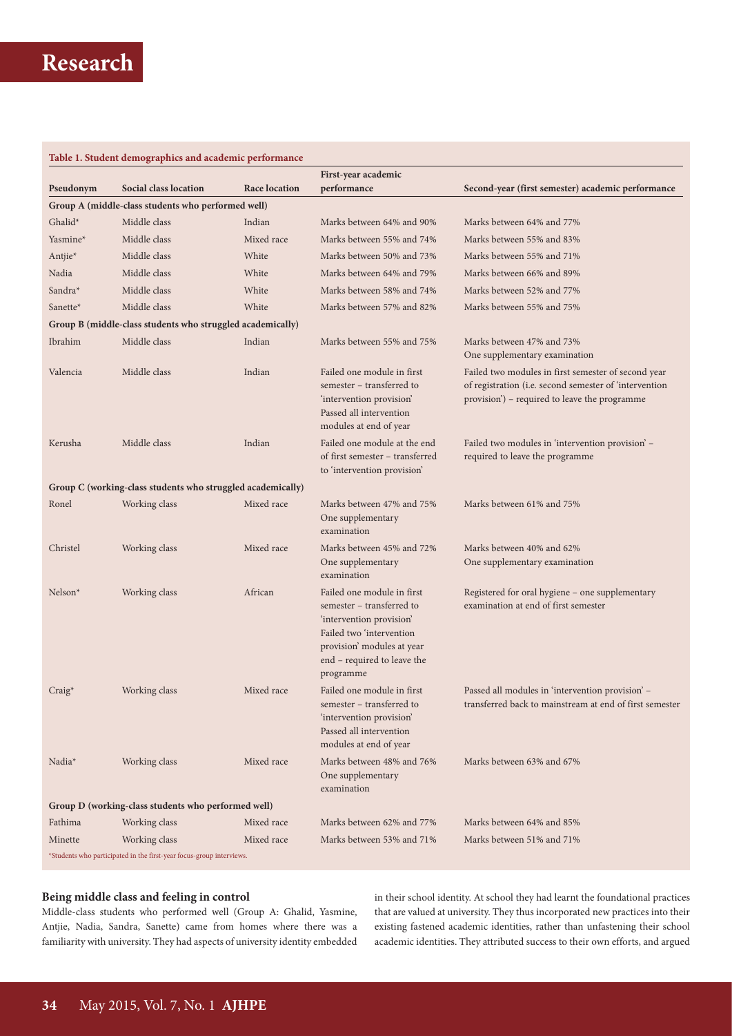**Table 1. Student demographics and academic performance**

| Pseudonym | Social class location | Race location | First-year academic performance | Second-year (first semester) academic performance |
|---|---|---|---|---|
| **Group A (middle-class students who performed well)** | | | | |
| Ghalid* | Middle class | Indian | Marks between 64% and 90% | Marks between 64% and 77% |
| Yasmine* | Middle class | Mixed race | Marks between 55% and 74% | Marks between 55% and 83% |
| Antjie* | Middle class | White | Marks between 50% and 73% | Marks between 55% and 71% |
| Nadia | Middle class | White | Marks between 64% and 79% | Marks between 66% and 89% |
| Sandra* | Middle class | White | Marks between 58% and 74% | Marks between 52% and 77% |
| Sanette* | Middle class | White | Marks between 57% and 82% | Marks between 55% and 75% |
| **Group B (middle-class students who struggled academically)** | | | | |
| Ibrahim | Middle class | Indian | Marks between 55% and 75% | Marks between 47% and 73% One supplementary examination |
| Valencia | Middle class | Indian | Failed one module in first semester – transferred to 'intervention provision' Passed all intervention modules at end of year | Failed two modules in first semester of second year of registration (i.e. second semester of 'intervention provision') – required to leave the programme |
| Kerusha | Middle class | Indian | Failed one module at the end of first semester – transferred to 'intervention provision' | Failed two modules in 'intervention provision' – required to leave the programme |
| **Group C (working-class students who struggled academically)** | | | | |
| Ronel | Working class | Mixed race | Marks between 47% and 75% One supplementary examination | Marks between 61% and 75% |
| Christel | Working class | Mixed race | Marks between 45% and 72% One supplementary examination | Marks between 40% and 62% One supplementary examination |
| Nelson* | Working class | African | Failed one module in first semester – transferred to 'intervention provision' Failed two 'intervention provision' modules at year end – required to leave the programme | Registered for oral hygiene – one supplementary examination at end of first semester |
| Craig* | Working class | Mixed race | Failed one module in first semester – transferred to 'intervention provision' Passed all intervention modules at end of year | Passed all modules in 'intervention provision' – transferred back to mainstream at end of first semester |
| Nadia* | Working class | Mixed race | Marks between 48% and 76% One supplementary examination | Marks between 63% and 67% |
| **Group D (working-class students who performed well)** | | | | |
| Fathima | Working class | Mixed race | Marks between 62% and 77% | Marks between 64% and 85% |
| Minette | Working class | Mixed race | Marks between 53% and 71% | Marks between 51% and 71% |

*Students who participated in the first-year focus-group interviews.

### Being middle class and feeling in control

Middle-class students who performed well (Group A: Ghalid, Yasmine, Antjie, Nadia, Sandra, Sanette) came from homes where there was a familiarity with university. They had aspects of university identity embedded in their school identity. At school they had learnt the foundational practices that are valued at university. They thus incorporated new practices into their existing fastened academic identities, rather than unfastening their school academic identities. They attributed success to their own efforts, and argued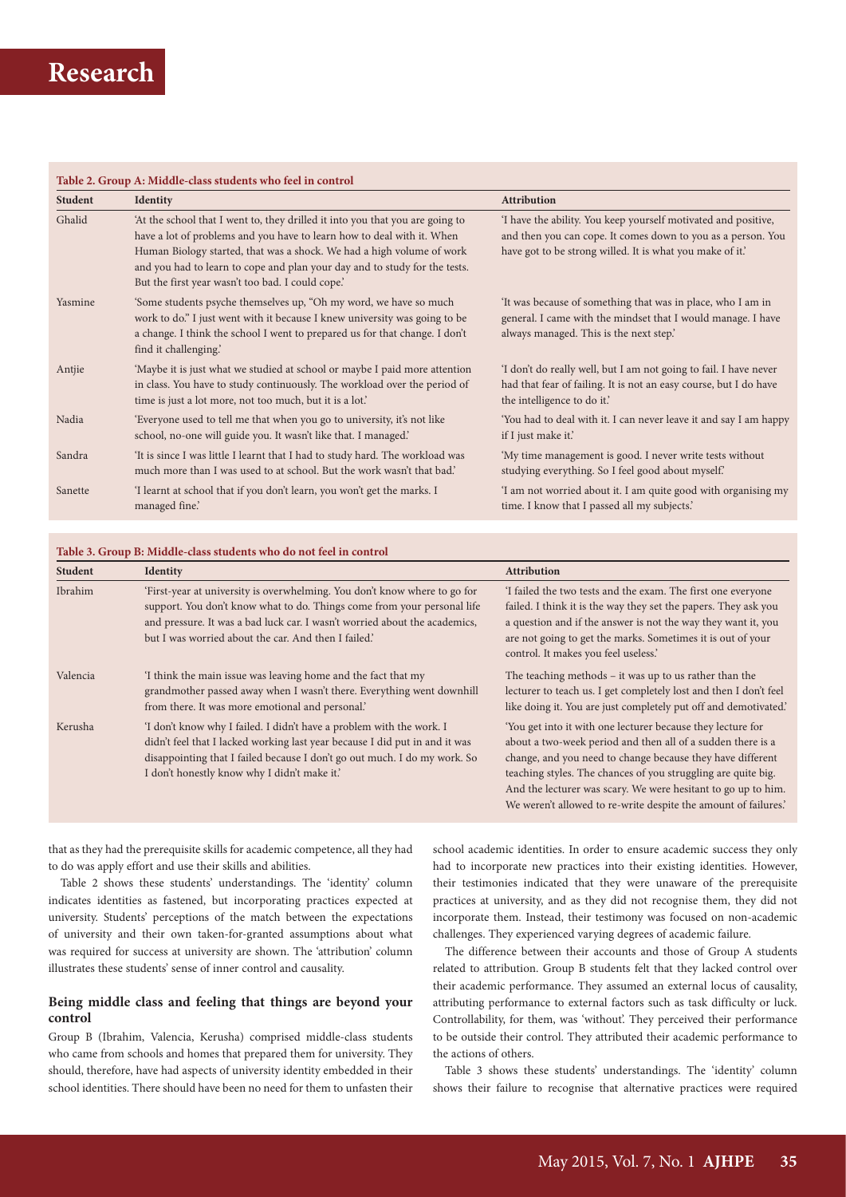**Table 2. Group A: Middle-class students who feel in control**

| Student | Identity | Attribution |
| --- | --- | --- |
| Ghalid | 'At the school that I went to, they drilled it into you that you are going to have a lot of problems and you have to learn how to deal with it. When Human Biology started, that was a shock. We had a high volume of work and you had to learn to cope and plan your day and to study for the tests. But the first year wasn't too bad. I could cope.' | 'I have the ability. You keep yourself motivated and positive, and then you can cope. It comes down to you as a person. You have got to be strong willed. It is what you make of it.' |
| Yasmine | 'Some students psyche themselves up, "Oh my word, we have so much work to do." I just went with it because I knew university was going to be a change. I think the school I went to prepared us for that change. I don't find it challenging.' | 'It was because of something that was in place, who I am in general. I came with the mindset that I would manage. I have always managed. This is the next step.' |
| Antjie | 'Maybe it is just what we studied at school or maybe I paid more attention in class. You have to study continuously. The workload over the period of time is just a lot more, not too much, but it is a lot.' | 'I don't do really well, but I am not going to fail. I have never had that fear of failing. It is not an easy course, but I do have the intelligence to do it.' |
| Nadia | 'Everyone used to tell me that when you go to university, it's not like school, no-one will guide you. It wasn't like that. I managed.' | 'You had to deal with it. I can never leave it and say I am happy if I just make it.' |
| Sandra | 'It is since I was little I learnt that I had to study hard. The workload was much more than I was used to at school. But the work wasn't that bad.' | 'My time management is good. I never write tests without studying everything. So I feel good about myself.' |
| Sanette | 'I learnt at school that if you don't learn, you won't get the marks. I managed fine.' | 'I am not worried about it. I am quite good with organising my time. I know that I passed all my subjects.' |

**Table 3. Group B: Middle-class students who do not feel in control**

| Student | Identity | Attribution |
| --- | --- | --- |
| Ibrahim | 'First-year at university is overwhelming. You don't know where to go for support. You don't know what to do. Things come from your personal life and pressure. It was a bad luck car. I wasn't worried about the academics, but I was worried about the car. And then I failed.' | 'I failed the two tests and the exam. The first one everyone failed. I think it is the way they set the papers. They ask you a question and if the answer is not the way they want it, you are not going to get the marks. Sometimes it is out of your control. It makes you feel useless.' |
| Valencia | 'I think the main issue was leaving home and the fact that my grandmother passed away when I wasn't there. Everything went downhill from there. It was more emotional and personal.' | The teaching methods – it was up to us rather than the lecturer to teach us. I get completely lost and then I don't feel like doing it. You are just completely put off and demotivated.' |
| Kerusha | 'I don't know why I failed. I didn't have a problem with the work. I didn't feel that I lacked working last year because I did put in and it was disappointing that I failed because I don't go out much. I do my work. So I don't honestly know why I didn't make it.' | 'You get into it with one lecturer because they lecture for about a two-week period and then all of a sudden there is a change, and you need to change because they have different teaching styles. The chances of you struggling are quite big. And the lecturer was scary. We were hesitant to go up to him. We weren't allowed to re-write despite the amount of failures.' |

that as they had the prerequisite skills for academic competence, all they had to do was apply effort and use their skills and abilities.

Table 2 shows these students' understandings. The 'identity' column indicates identities as fastened, but incorporating practices expected at university. Students' perceptions of the match between the expectations of university and their own taken-for-granted assumptions about what was required for success at university are shown. The 'attribution' column illustrates these students' sense of inner control and causality.

### Being middle class and feeling that things are beyond your control

Group B (Ibrahim, Valencia, Kerusha) comprised middle-class students who came from schools and homes that prepared them for university. They should, therefore, have had aspects of university identity embedded in their school identities. There should have been no need for them to unfasten their school academic identities. In order to ensure academic success they only had to incorporate new practices into their existing identities. However, their testimonies indicated that they were unaware of the prerequisite practices at university, and as they did not recognise them, they did not incorporate them. Instead, their testimony was focused on non-academic challenges. They experienced varying degrees of academic failure.

The difference between their accounts and those of Group A students related to attribution. Group B students felt that they lacked control over their academic performance. They assumed an external locus of causality, attributing performance to external factors such as task difficulty or luck. Controllability, for them, was 'without'. They perceived their performance to be outside their control. They attributed their academic performance to the actions of others.

Table 3 shows these students' understandings. The 'identity' column shows their failure to recognise that alternative practices were required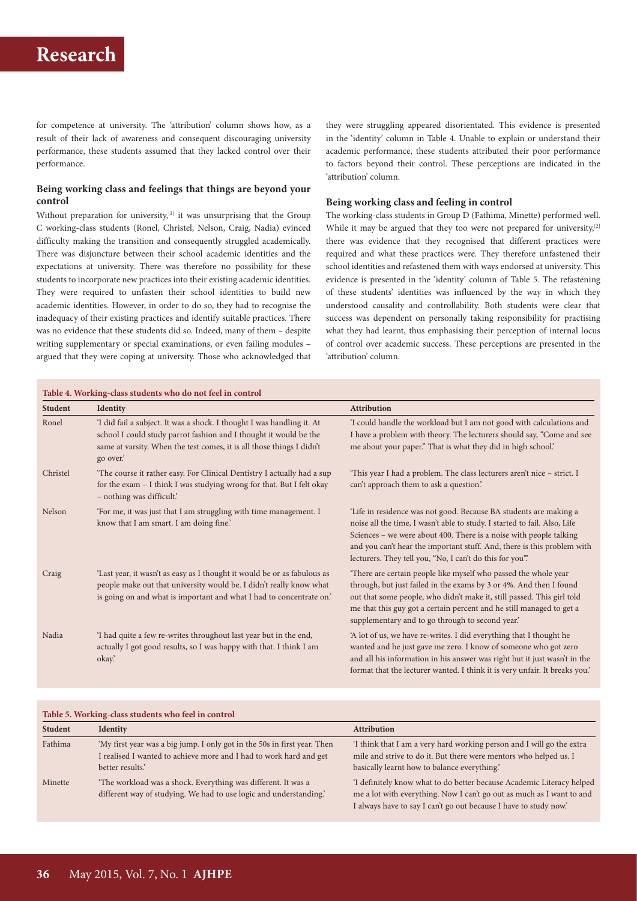for competence at university. The 'attribution' column shows how, as a result of their lack of awareness and consequent discouraging university performance, these students assumed that they lacked control over their performance.

### Being working class and feelings that things are beyond your control

Without preparation for university,[2] it was unsurprising that the Group C working-class students (Ronel, Christel, Nelson, Craig, Nadia) evinced difficulty making the transition and consequently struggled academically. There was disjuncture between their school academic identities and the expectations at university. There was therefore no possibility for these students to incorporate new practices into their existing academic identities. They were required to unfasten their school identities to build new academic identities. However, in order to do so, they had to recognise the inadequacy of their existing practices and identify suitable practices. There was no evidence that these students did so. Indeed, many of them – despite writing supplementary or special examinations, or even failing modules – argued that they were coping at university. Those who acknowledged that they were struggling appeared disorientated. This evidence is presented in the 'identity' column in Table 4. Unable to explain or understand their academic performance, these students attributed their poor performance to factors beyond their control. These perceptions are indicated in the 'attribution' column.

### Being working class and feeling in control

The working-class students in Group D (Fathima, Minette) performed well. While it may be argued that they too were not prepared for university,[2] there was evidence that they recognised that different practices were required and what these practices were. They therefore unfastened their school identities and refastened them with ways endorsed at university. This evidence is presented in the 'identity' column of Table 5. The refastening of these students' identities was influenced by the way in which they understood causality and controllability. Both students were clear that success was dependent on personally taking responsibility for practising what they had learnt, thus emphasising their perception of internal locus of control over academic success. These perceptions are presented in the 'attribution' column.

**Table 4. Working-class students who do not feel in control**

| Student | Identity | Attribution |
|---|---|---|
| Ronel | 'I did fail a subject. It was a shock. I thought I was handling it. At school I could study parrot fashion and I thought it would be the same at varsity. When the test comes, it is all those things I didn't go over.' | 'I could handle the workload but I am not good with calculations and I have a problem with theory. The lecturers should say, "Come and see me about your paper." That is what they did in high school.' |
| Christel | 'The course it rather easy. For Clinical Dentistry I actually had a sup for the exam – I think I was studying wrong for that. But I felt okay – nothing was difficult.' | 'This year I had a problem. The class lecturers aren't nice – strict. I can't approach them to ask a question.' |
| Nelson | 'For me, it was just that I am struggling with time management. I know that I am smart. I am doing fine.' | 'Life in residence was not good. Because BA students are making a noise all the time, I wasn't able to study. I started to fail. Also, Life Sciences – we were about 400. There is a noise with people talking and you can't hear the important stuff. And, there is this problem with lecturers. They tell you, "No, I can't do this for you".' |
| Craig | 'Last year, it wasn't as easy as I thought it would be or as fabulous as people make out that university would be. I didn't really know what is going on and what is important and what I had to concentrate on.' | 'There are certain people like myself who passed the whole year through, but just failed in the exams by 3 or 4%. And then I found out that some people, who didn't make it, still passed. This girl told me that this guy got a certain percent and he still managed to get a supplementary and to go through to second year.' |
| Nadia | 'I had quite a few re-writes throughout last year but in the end, actually I got good results, so I was happy with that. I think I am okay.' | 'A lot of us, we have re-writes. I did everything that I thought he wanted and he just gave me zero. I know of someone who got zero and all his information in his answer was right but it just wasn't in the format that the lecturer wanted. I think it is very unfair. It breaks you.' |

**Table 5. Working-class students who feel in control**

| Student | Identity | Attribution |
|---|---|---|
| Fathima | 'My first year was a big jump. I only got in the 50s in first year. Then I realised I wanted to achieve more and I had to work hard and get better results.' | 'I think that I am a very hard working person and I will go the extra mile and strive to do it. But there were mentors who helped us. I basically learnt how to balance everything.' |
| Minette | 'The workload was a shock. Everything was different. It was a different way of studying. We had to use logic and understanding.' | 'I definitely know what to do better because Academic Literacy helped me a lot with everything. Now I can't go out as much as I want to and I always have to say I can't go out because I have to study now.' |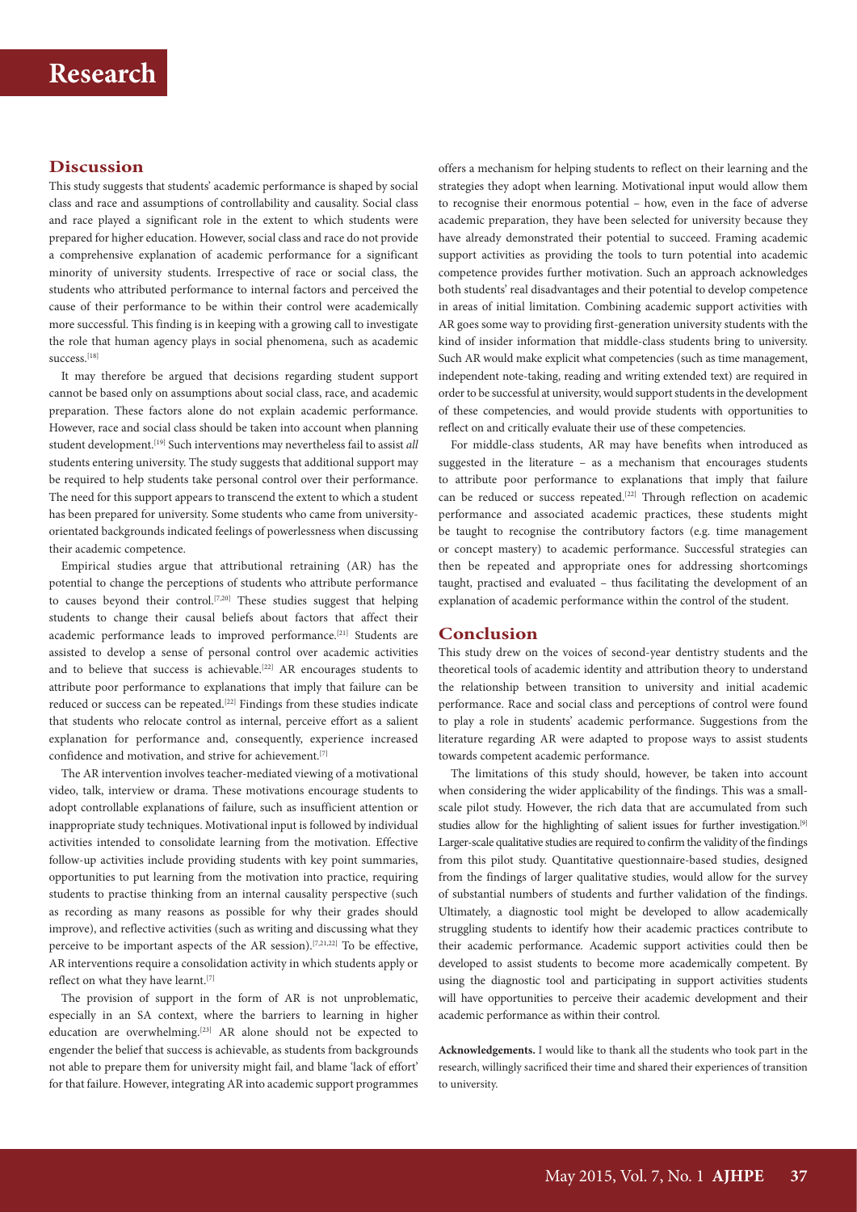## Discussion

This study suggests that students' academic performance is shaped by social class and race and assumptions of controllability and causality. Social class and race played a significant role in the extent to which students were prepared for higher education. However, social class and race do not provide a comprehensive explanation of academic performance for a significant minority of university students. Irrespective of race or social class, the students who attributed performance to internal factors and perceived the cause of their performance to be within their control were academically more successful. This finding is in keeping with a growing call to investigate the role that human agency plays in social phenomena, such as academic success.[18]

It may therefore be argued that decisions regarding student support cannot be based only on assumptions about social class, race, and academic preparation. These factors alone do not explain academic performance. However, race and social class should be taken into account when planning student development.[19] Such interventions may nevertheless fail to assist *all* students entering university. The study suggests that additional support may be required to help students take personal control over their performance. The need for this support appears to transcend the extent to which a student has been prepared for university. Some students who came from university-orientated backgrounds indicated feelings of powerlessness when discussing their academic competence.

Empirical studies argue that attributional retraining (AR) has the potential to change the perceptions of students who attribute performance to causes beyond their control.[7,20] These studies suggest that helping students to change their causal beliefs about factors that affect their academic performance leads to improved performance.[21] Students are assisted to develop a sense of personal control over academic activities and to believe that success is achievable.[22] AR encourages students to attribute poor performance to explanations that imply that failure can be reduced or success can be repeated.[22] Findings from these studies indicate that students who relocate control as internal, perceive effort as a salient explanation for performance and, consequently, experience increased confidence and motivation, and strive for achievement.[7]

The AR intervention involves teacher-mediated viewing of a motivational video, talk, interview or drama. These motivations encourage students to adopt controllable explanations of failure, such as insufficient attention or inappropriate study techniques. Motivational input is followed by individual activities intended to consolidate learning from the motivation. Effective follow-up activities include providing students with key point summaries, opportunities to put learning from the motivation into practice, requiring students to practise thinking from an internal causality perspective (such as recording as many reasons as possible for why their grades should improve), and reflective activities (such as writing and discussing what they perceive to be important aspects of the AR session).[7,21,22] To be effective, AR interventions require a consolidation activity in which students apply or reflect on what they have learnt.[7]

The provision of support in the form of AR is not unproblematic, especially in an SA context, where the barriers to learning in higher education are overwhelming.[23] AR alone should not be expected to engender the belief that success is achievable, as students from backgrounds not able to prepare them for university might fail, and blame 'lack of effort' for that failure. However, integrating AR into academic support programmes offers a mechanism for helping students to reflect on their learning and the strategies they adopt when learning. Motivational input would allow them to recognise their enormous potential – how, even in the face of adverse academic preparation, they have been selected for university because they have already demonstrated their potential to succeed. Framing academic support activities as providing the tools to turn potential into academic competence provides further motivation. Such an approach acknowledges both students' real disadvantages and their potential to develop competence in areas of initial limitation. Combining academic support activities with AR goes some way to providing first-generation university students with the kind of insider information that middle-class students bring to university. Such AR would make explicit what competencies (such as time management, independent note-taking, reading and writing extended text) are required in order to be successful at university, would support students in the development of these competencies, and would provide students with opportunities to reflect on and critically evaluate their use of these competencies.

For middle-class students, AR may have benefits when introduced as suggested in the literature – as a mechanism that encourages students to attribute poor performance to explanations that imply that failure can be reduced or success repeated.[22] Through reflection on academic performance and associated academic practices, these students might be taught to recognise the contributory factors (e.g. time management or concept mastery) to academic performance. Successful strategies can then be repeated and appropriate ones for addressing shortcomings taught, practised and evaluated – thus facilitating the development of an explanation of academic performance within the control of the student.

## Conclusion

This study drew on the voices of second-year dentistry students and the theoretical tools of academic identity and attribution theory to understand the relationship between transition to university and initial academic performance. Race and social class and perceptions of control were found to play a role in students' academic performance. Suggestions from the literature regarding AR were adapted to propose ways to assist students towards competent academic performance.

The limitations of this study should, however, be taken into account when considering the wider applicability of the findings. This was a small-scale pilot study. However, the rich data that are accumulated from such studies allow for the highlighting of salient issues for further investigation.[9] Larger-scale qualitative studies are required to confirm the validity of the findings from this pilot study. Quantitative questionnaire-based studies, designed from the findings of larger qualitative studies, would allow for the survey of substantial numbers of students and further validation of the findings. Ultimately, a diagnostic tool might be developed to allow academically struggling students to identify how their academic practices contribute to their academic performance. Academic support activities could then be developed to assist students to become more academically competent. By using the diagnostic tool and participating in support activities students will have opportunities to perceive their academic development and their academic performance as within their control.

**Acknowledgements.** I would like to thank all the students who took part in the research, willingly sacrificed their time and shared their experiences of transition to university.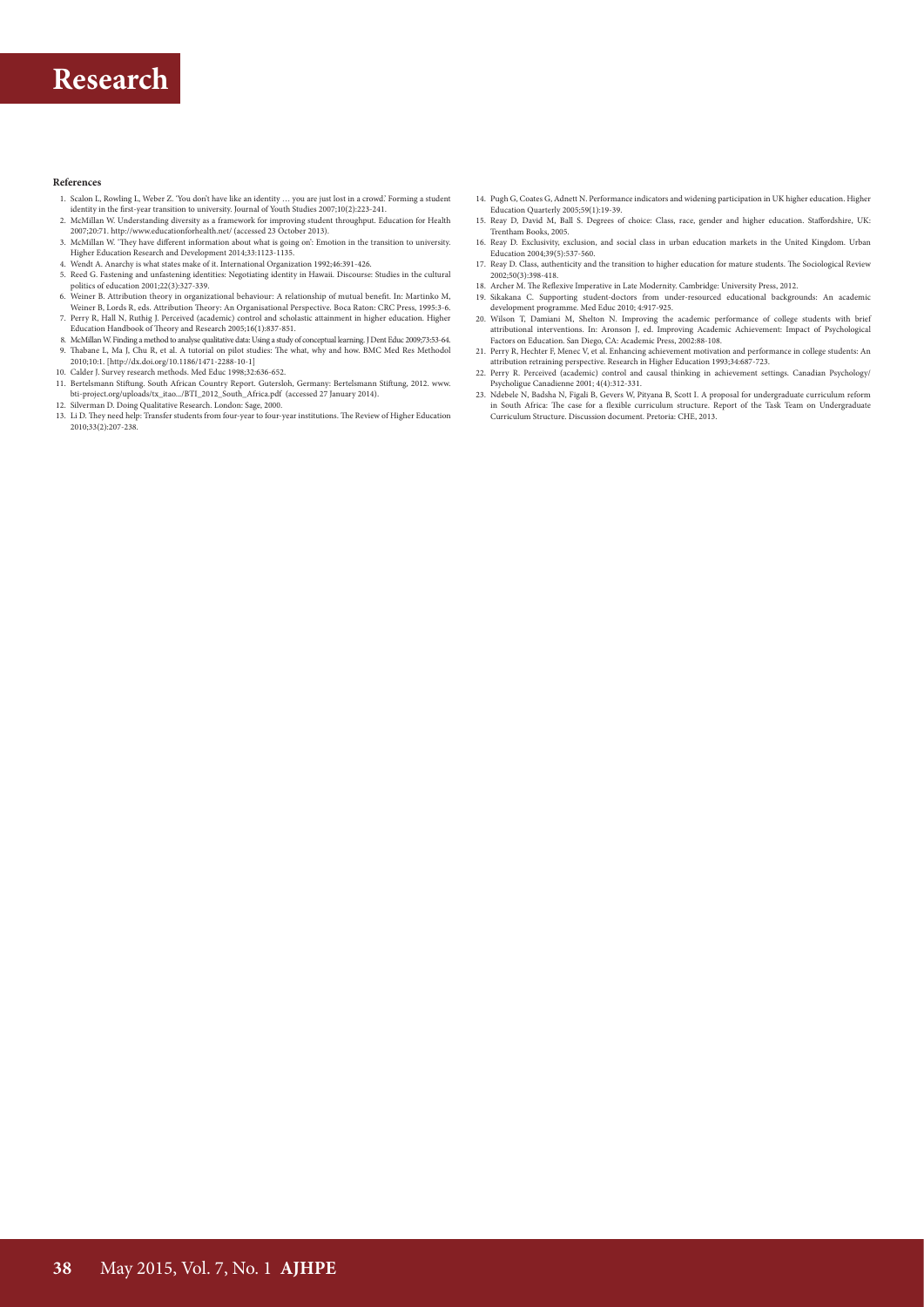**References**

1. Scalon L, Rowling L, Weber Z. 'You don't have like an identity … you are just lost in a crowd.' Forming a student identity in the first-year transition to university. Journal of Youth Studies 2007;10(2):223-241.
2. McMillan W. Understanding diversity as a framework for improving student throughput. Education for Health 2007;20:71. http://www.educationforhealth.net/ (accessed 23 October 2013).
3. McMillan W. 'They have different information about what is going on': Emotion in the transition to university. Higher Education Research and Development 2014;33:1123-1135.
4. Wendt A. Anarchy is what states make of it. International Organization 1992;46:391-426.
5. Reed G. Fastening and unfastening identities: Negotiating identity in Hawaii. Discourse: Studies in the cultural politics of education 2001;22(3):327-339.
6. Weiner B. Attribution theory in organizational behaviour: A relationship of mutual benefit. In: Martinko M, Weiner B, Lords R, eds. Attribution Theory: An Organisational Perspective. Boca Raton: CRC Press, 1995:3-6.
7. Perry R, Hall N, Ruthig J. Perceived (academic) control and scholastic attainment in higher education. Higher Education Handbook of Theory and Research 2005;16(1):837-851.
8. McMillan W. Finding a method to analyse qualitative data: Using a study of conceptual learning. J Dent Educ 2009;73:53-64.
9. Thabane L, Ma J, Chu R, et al. A tutorial on pilot studies: The what, why and how. BMC Med Res Methodol 2010;10:1. [http://dx.doi.org/10.1186/1471-2288-10-1]
10. Calder J. Survey research methods. Med Educ 1998;32:636-652.
11. Bertelsmann Stiftung. South African Country Report. Gutersloh, Germany: Bertelsmann Stiftung, 2012. www.bti-project.org/uploads/tx_itao.../BTI_2012_South_Africa.pdf (accessed 27 January 2014).
12. Silverman D. Doing Qualitative Research. London: Sage, 2000.
13. Li D. They need help: Transfer students from four-year to four-year institutions. The Review of Higher Education 2010;33(2):207-238.
14. Pugh G, Coates G, Adnett N. Performance indicators and widening participation in UK higher education. Higher Education Quarterly 2005;59(1):19-39.
15. Reay D, David M, Ball S. Degrees of choice: Class, race, gender and higher education. Staffordshire, UK: Trentham Books, 2005.
16. Reay D, Exclusivity, exclusion, and social class in urban education markets in the United Kingdom. Urban Education 2004;39(5):537-560.
17. Reay D. Class, authenticity and the transition to higher education for mature students. The Sociological Review 2002;50(3):398-418.
18. Archer M. The Reflexive Imperative in Late Modernity. Cambridge: University Press, 2012.
19. Sikakana C. Supporting student-doctors from under-resourced educational backgrounds: An academic development programme. Med Educ 2010; 4:917-925.
20. Wilson T, Damiani M, Shelton N. Improving the academic performance of college students with brief attributional interventions. In: Aronson J, ed. Improving Academic Achievement: Impact of Psychological Factors on Education. San Diego, CA: Academic Press, 2002:88-108.
21. Perry R, Hechter F, Menec V, et al. Enhancing achievement motivation and performance in college students: An attribution retraining perspective. Research in Higher Education 1993;34:687-723.
22. Perry R. Perceived (academic) control and causal thinking in achievement settings. Canadian Psychology/Psycholigue Canadienne 2001; 4(4):312-331.
23. Ndebele N, Badsha N, Figali B, Gevers W, Pityana B, Scott I. A proposal for undergraduate curriculum reform in South Africa: The case for a flexible curriculum structure. Report of the Task Team on Undergraduate Curriculum Structure. Discussion document. Pretoria: CHE, 2013.